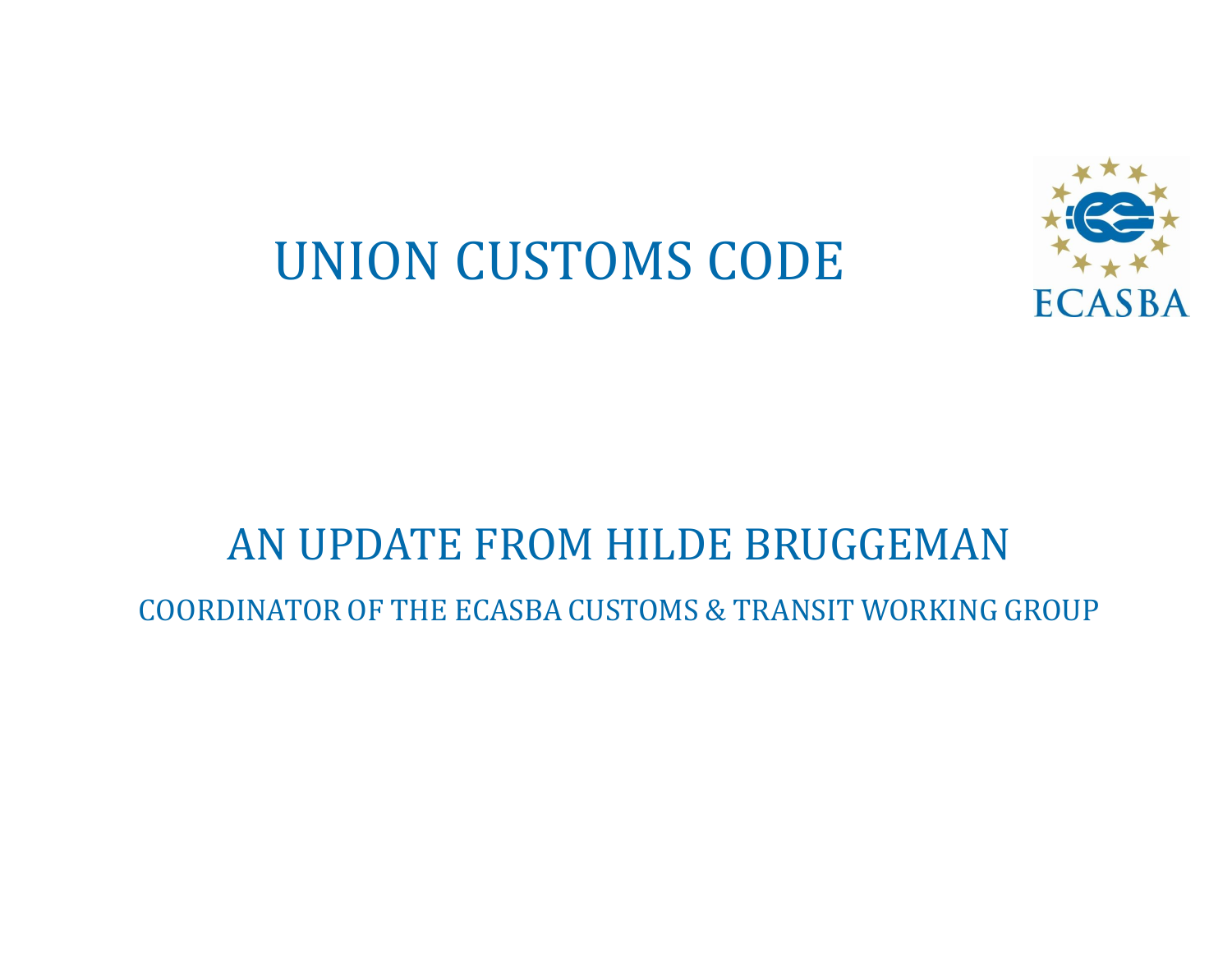# UNION CUSTOMS CODE

ECASBA

## AN UPDATE FROM HILDE BRUGGEMAN

COORDINATOR OF THE ECASBA CUSTOMS & TRANSIT WORKING GROUP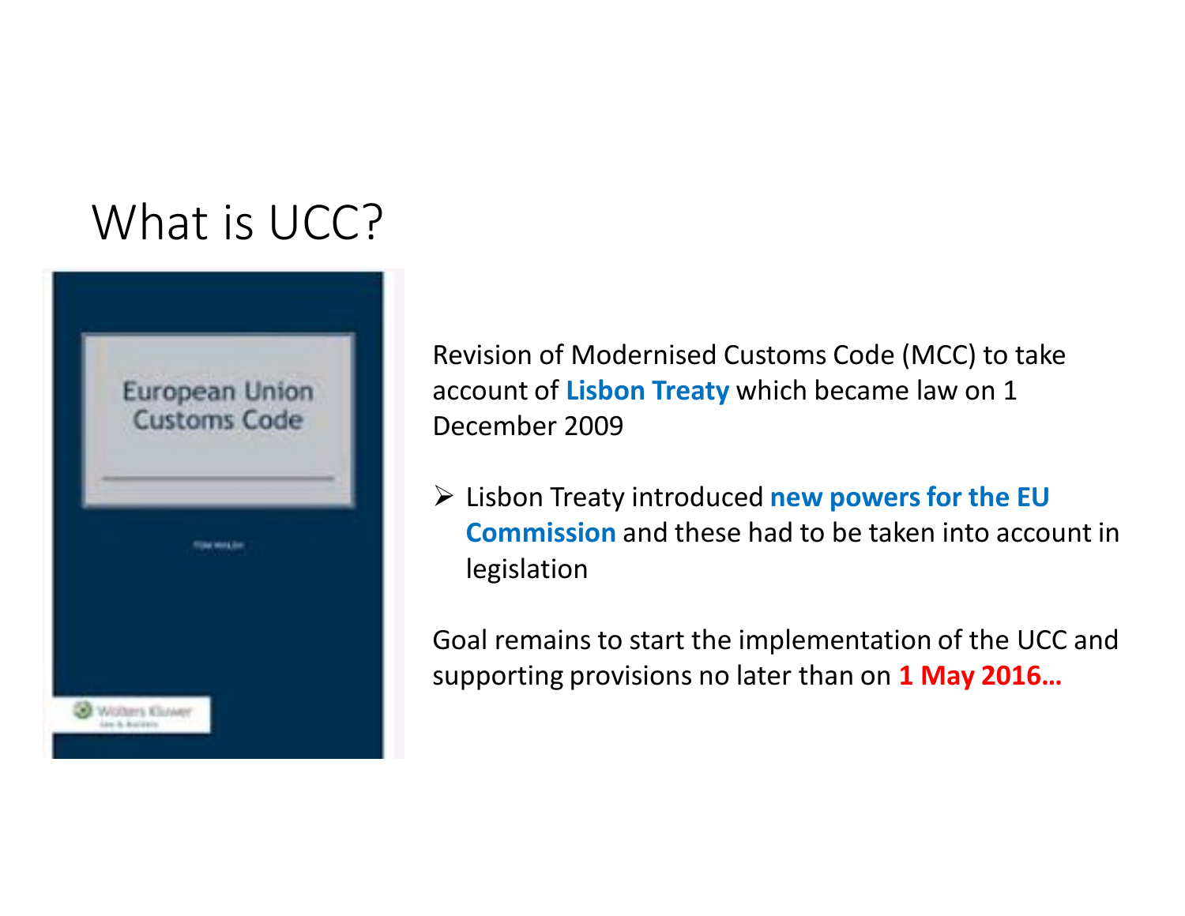# What is UCC?

Revision of Modernised Customs Code (MCC) to take account of **Lisbon Treaty** which became law on 1 December 2009

- Lisbon Treaty introduced **new powers for the EU Commission** and these had to be taken into account in legislation

Goal remains to start the implementation of the UCC and supporting provisions no later than on **1 May 2016…**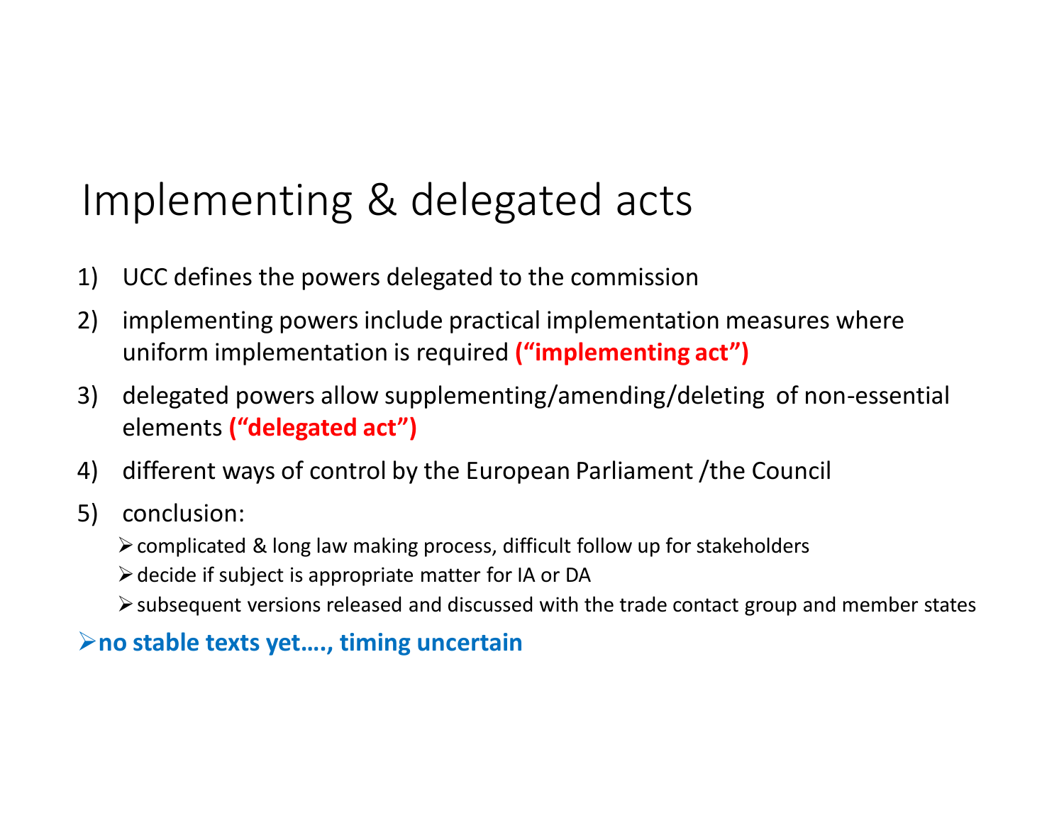# Implementing & delegated acts

1) UCC defines the powers delegated to the commission
2) implementing powers include practical implementation measures where uniform implementation is required **("implementing act")**
3) delegated powers allow supplementing/amending/deleting of non-essential elements **("delegated act")**
4) different ways of control by the European Parliament /the Council
5) conclusion:
   - complicated & long law making process, difficult follow up for stakeholders
   - decide if subject is appropriate matter for IA or DA
   - subsequent versions released and discussed with the trade contact group and member states

- **no stable texts yet…., timing uncertain**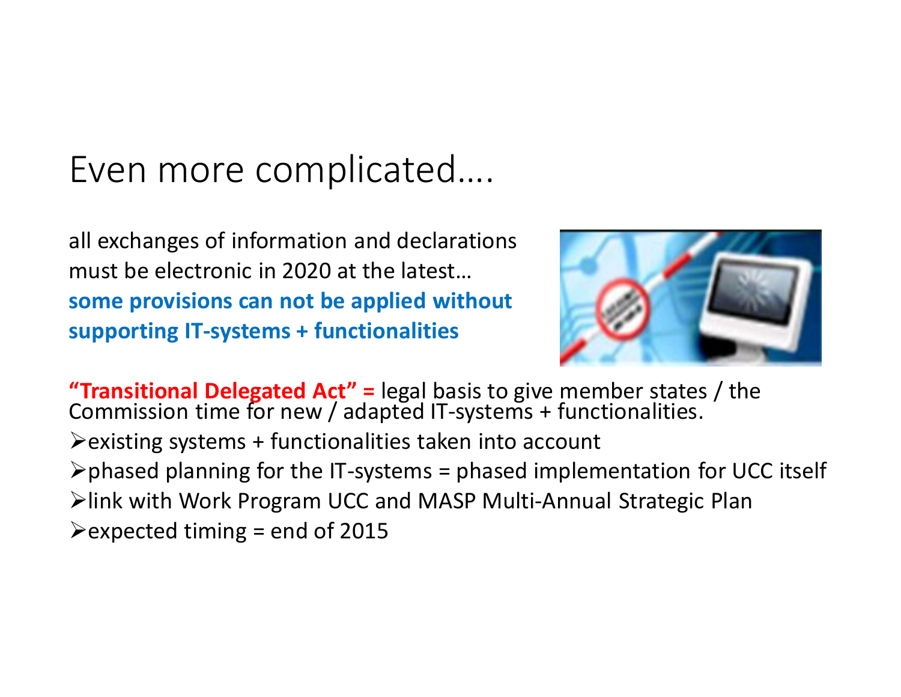# Even more complicated….

all exchanges of information and declarations must be electronic in 2020 at the latest… **some provisions can not be applied without supporting IT-systems + functionalities**

**"Transitional Delegated Act" =** legal basis to give member states / the Commission time for new / adapted IT-systems + functionalities.

- existing systems + functionalities taken into account
- phased planning for the IT-systems = phased implementation for UCC itself
- link with Work Program UCC and MASP Multi-Annual Strategic Plan
- expected timing = end of 2015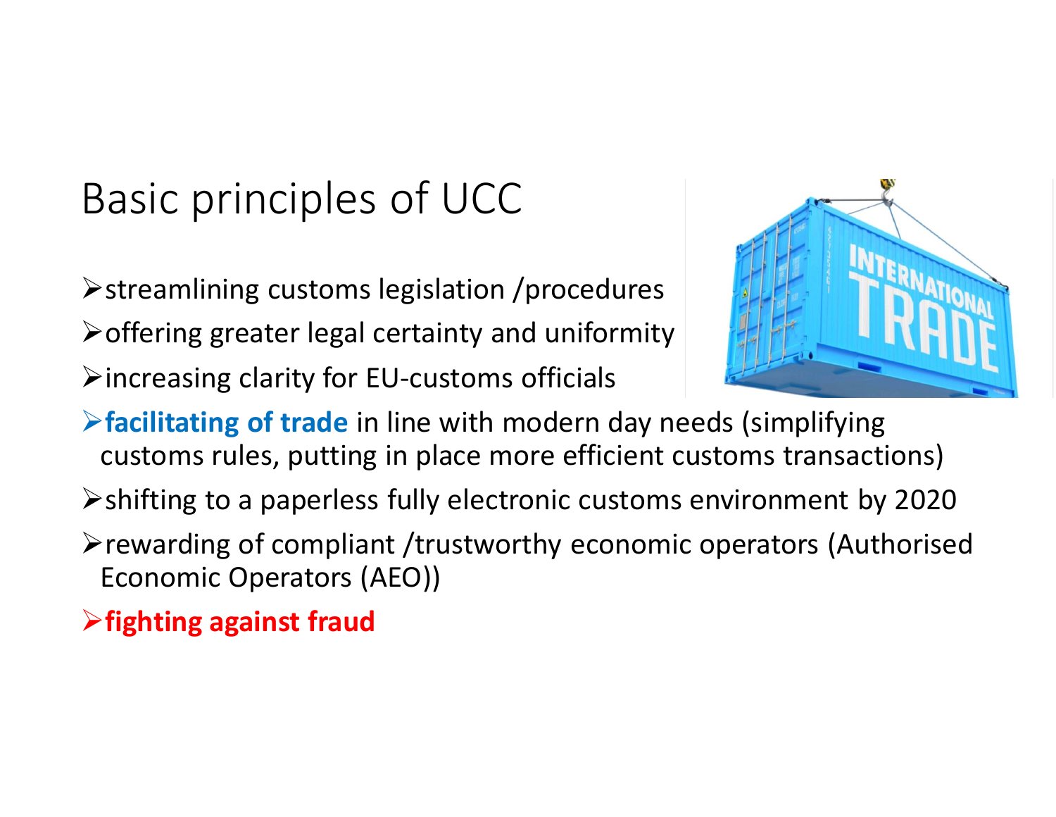# Basic principles of UCC

- streamlining customs legislation /procedures
- offering greater legal certainty and uniformity
- increasing clarity for EU-customs officials
- **facilitating of trade** in line with modern day needs (simplifying customs rules, putting in place more efficient customs transactions)
- shifting to a paperless fully electronic customs environment by 2020
- rewarding of compliant /trustworthy economic operators (Authorised Economic Operators (AEO))
- **fighting against fraud**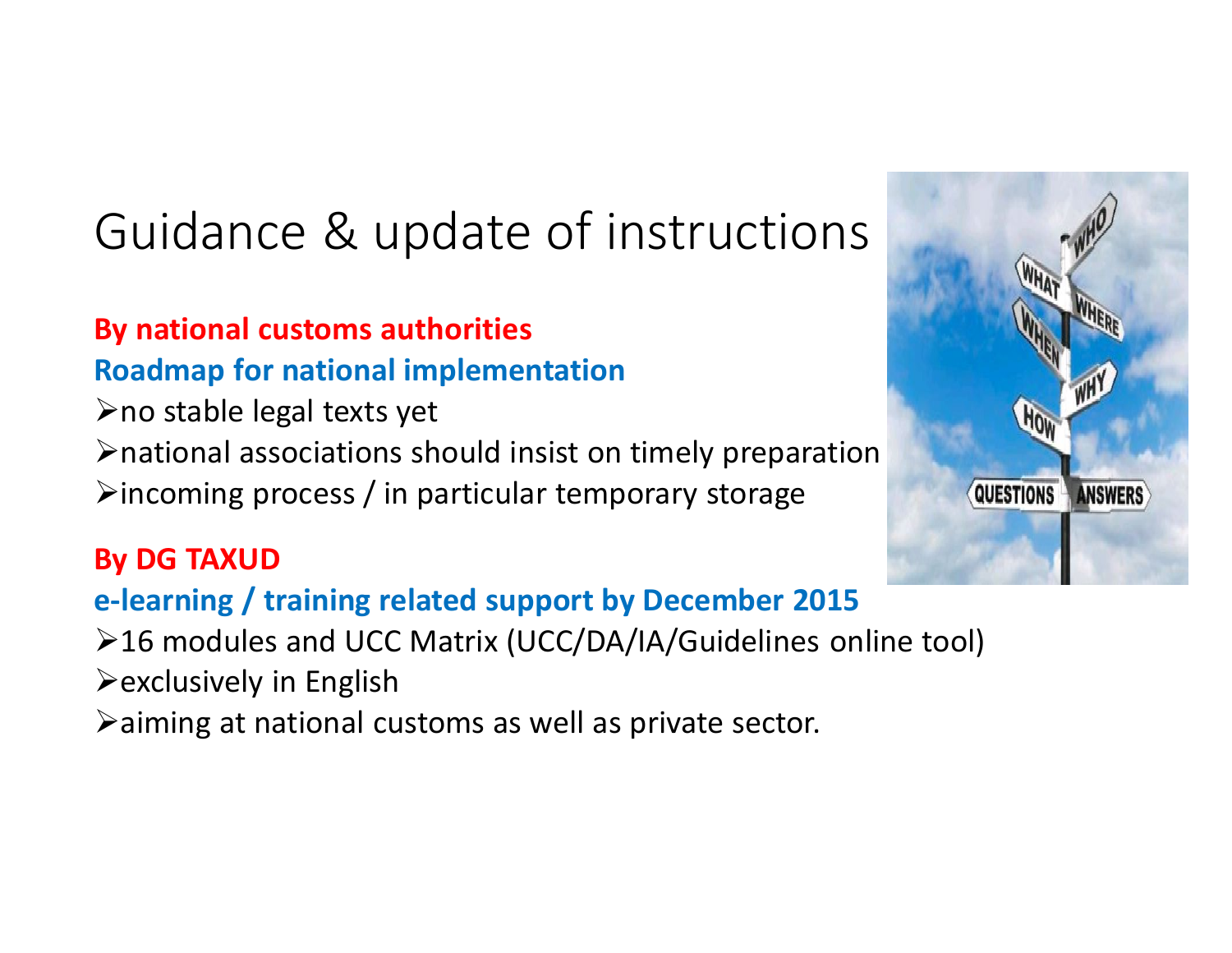# Guidance & update of instructions

**By national customs authorities**

**Roadmap for national implementation**

- no stable legal texts yet
- national associations should insist on timely preparation
- incoming process / in particular temporary storage

**By DG TAXUD**

**e-learning / training related support by December 2015**

- 16 modules and UCC Matrix (UCC/DA/IA/Guidelines online tool)
- exclusively in English
- aiming at national customs as well as private sector.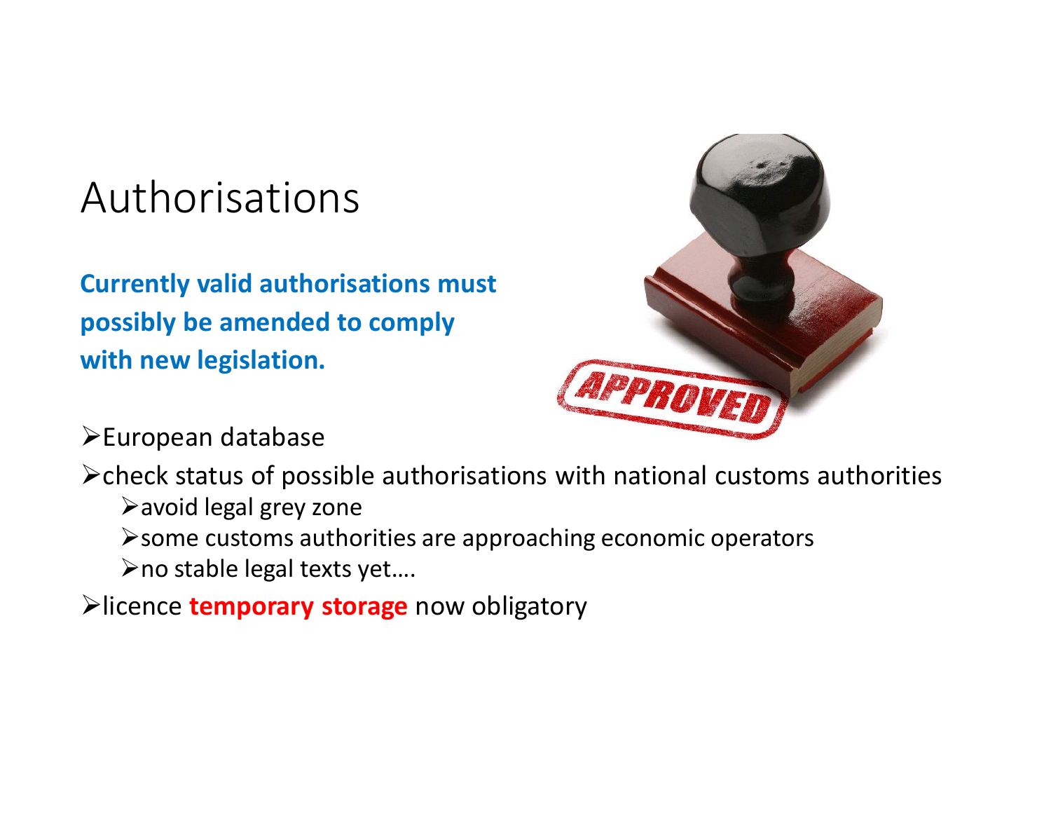# Authorisations

**Currently valid authorisations must possibly be amended to comply with new legislation.**

- European database
- check status of possible authorisations with national customs authorities
  - avoid legal grey zone
  - some customs authorities are approaching economic operators
  - no stable legal texts yet….
- licence **temporary storage** now obligatory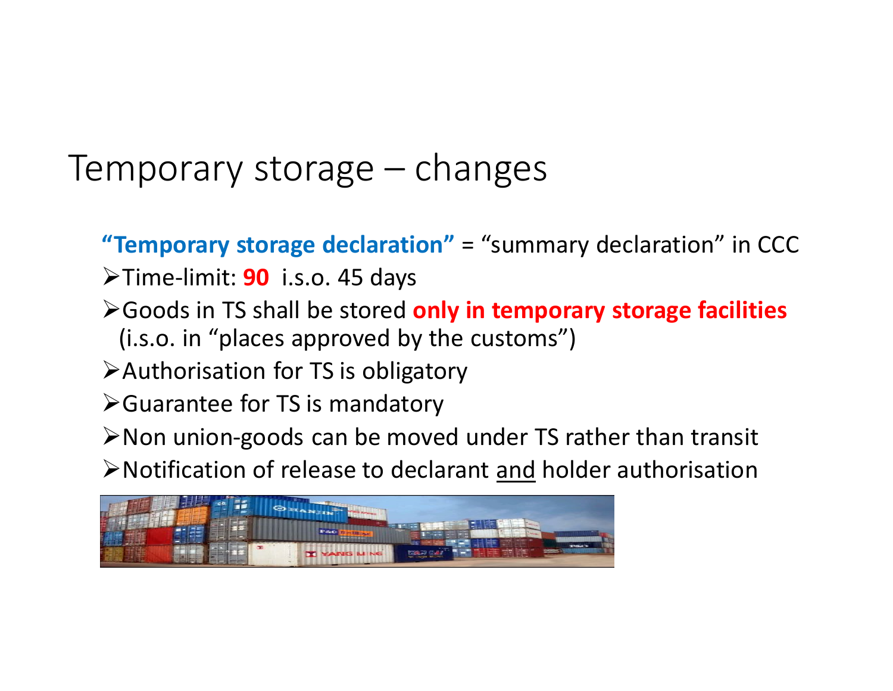# Temporary storage – changes

**"Temporary storage declaration"** = "summary declaration" in CCC

- Time-limit: **90** i.s.o. 45 days
- Goods in TS shall be stored **only in temporary storage facilities** (i.s.o. in "places approved by the customs")
- Authorisation for TS is obligatory
- Guarantee for TS is mandatory
- Non union-goods can be moved under TS rather than transit
- Notification of release to declarant and holder authorisation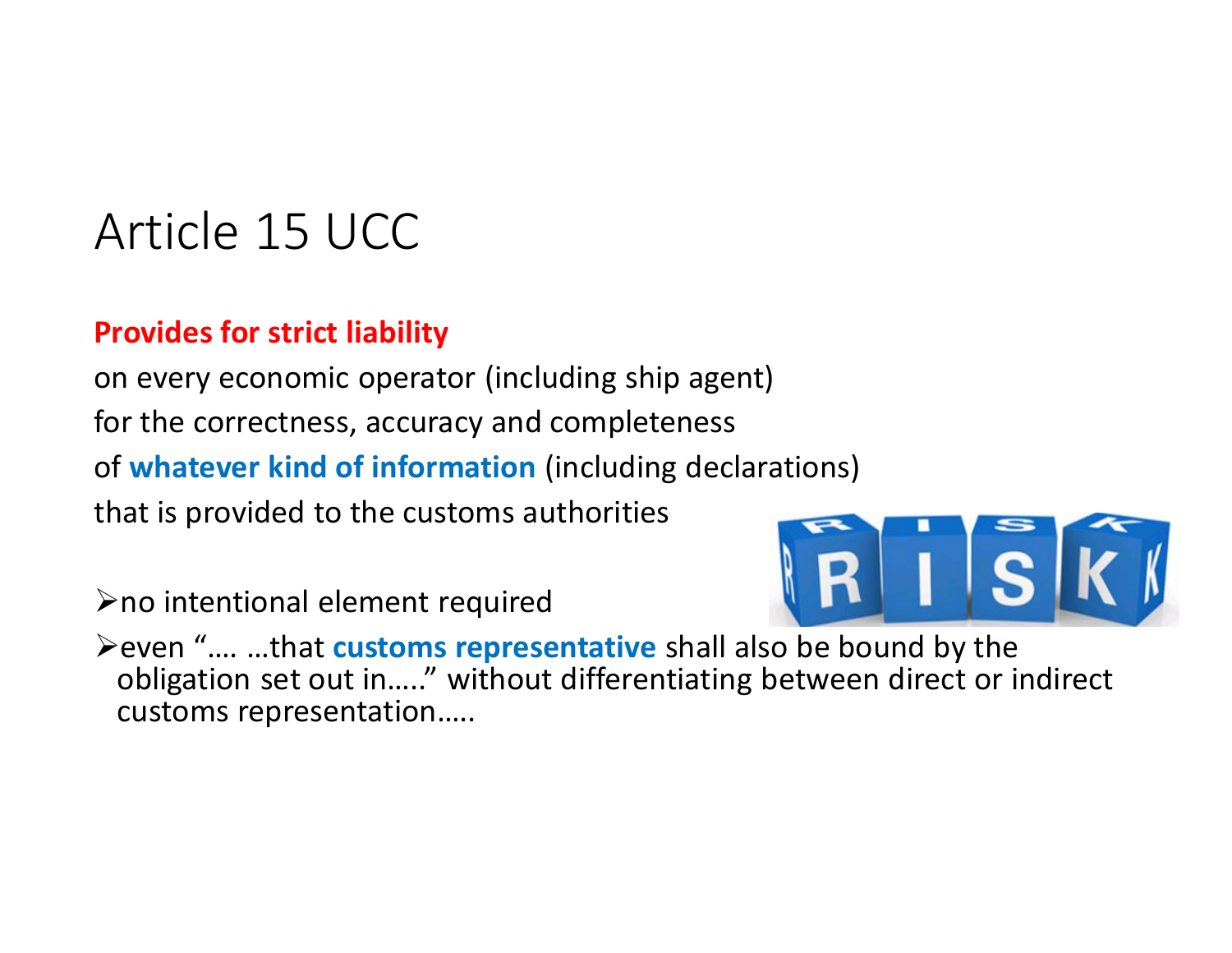# Article 15 UCC

**Provides for strict liability**

on every economic operator (including ship agent)

for the correctness, accuracy and completeness

of **whatever kind of information** (including declarations)

that is provided to the customs authorities

- no intentional element required
- even "…. …that **customs representative** shall also be bound by the obligation set out in….." without differentiating between direct or indirect customs representation…..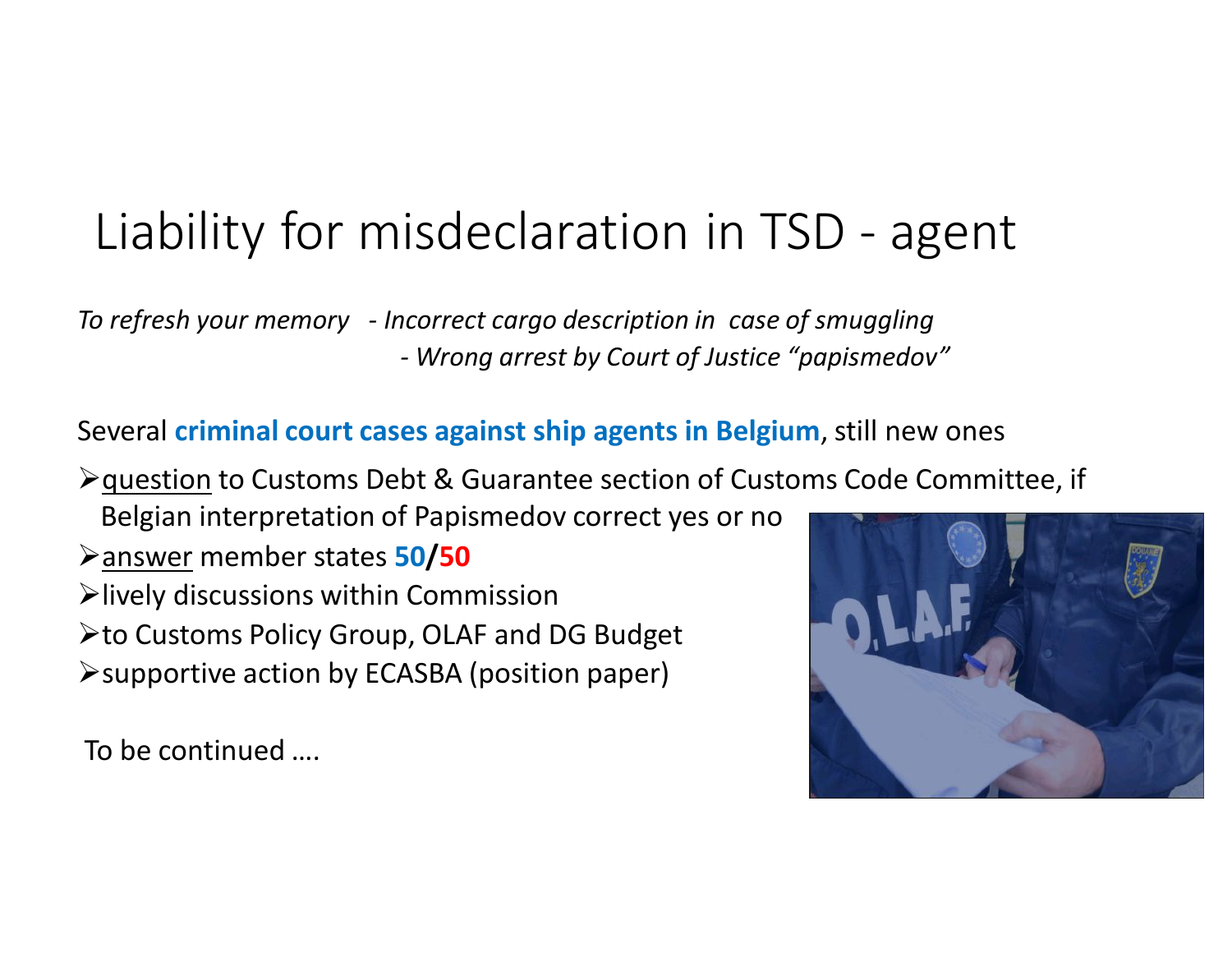# Liability for misdeclaration in TSD - agent

*To refresh your memory - Incorrect cargo description in case of smuggling*
*- Wrong arrest by Court of Justice "papismedov"*

Several **criminal court cases against ship agents in Belgium**, still new ones

- question to Customs Debt & Guarantee section of Customs Code Committee, if Belgian interpretation of Papismedov correct yes or no
- answer member states **50/50**
- lively discussions within Commission
- to Customs Policy Group, OLAF and DG Budget
- supportive action by ECASBA (position paper)

To be continued ….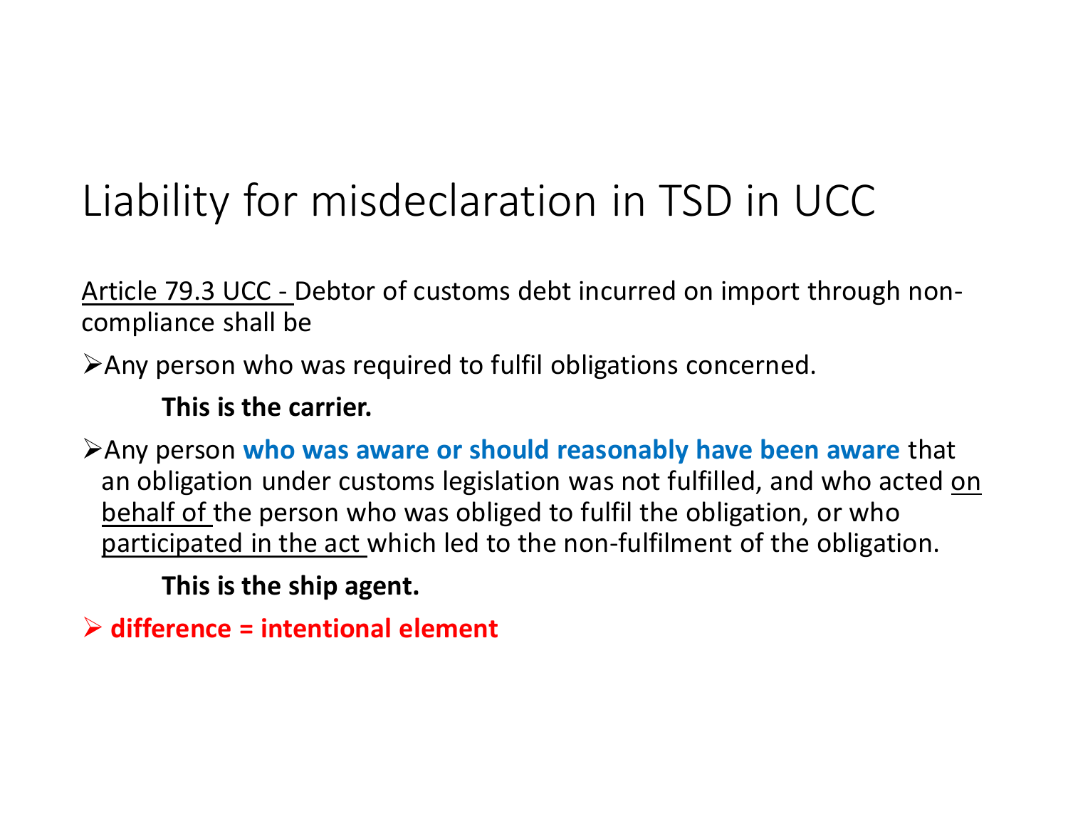# Liability for misdeclaration in TSD in UCC

Article 79.3 UCC - Debtor of customs debt incurred on import through non-compliance shall be

- Any person who was required to fulfil obligations concerned.

  **This is the carrier.**

- Any person **who was aware or should reasonably have been aware** that an obligation under customs legislation was not fulfilled, and who acted on behalf of the person who was obliged to fulfil the obligation, or who participated in the act which led to the non-fulfilment of the obligation.

  **This is the ship agent.**

- **difference = intentional element**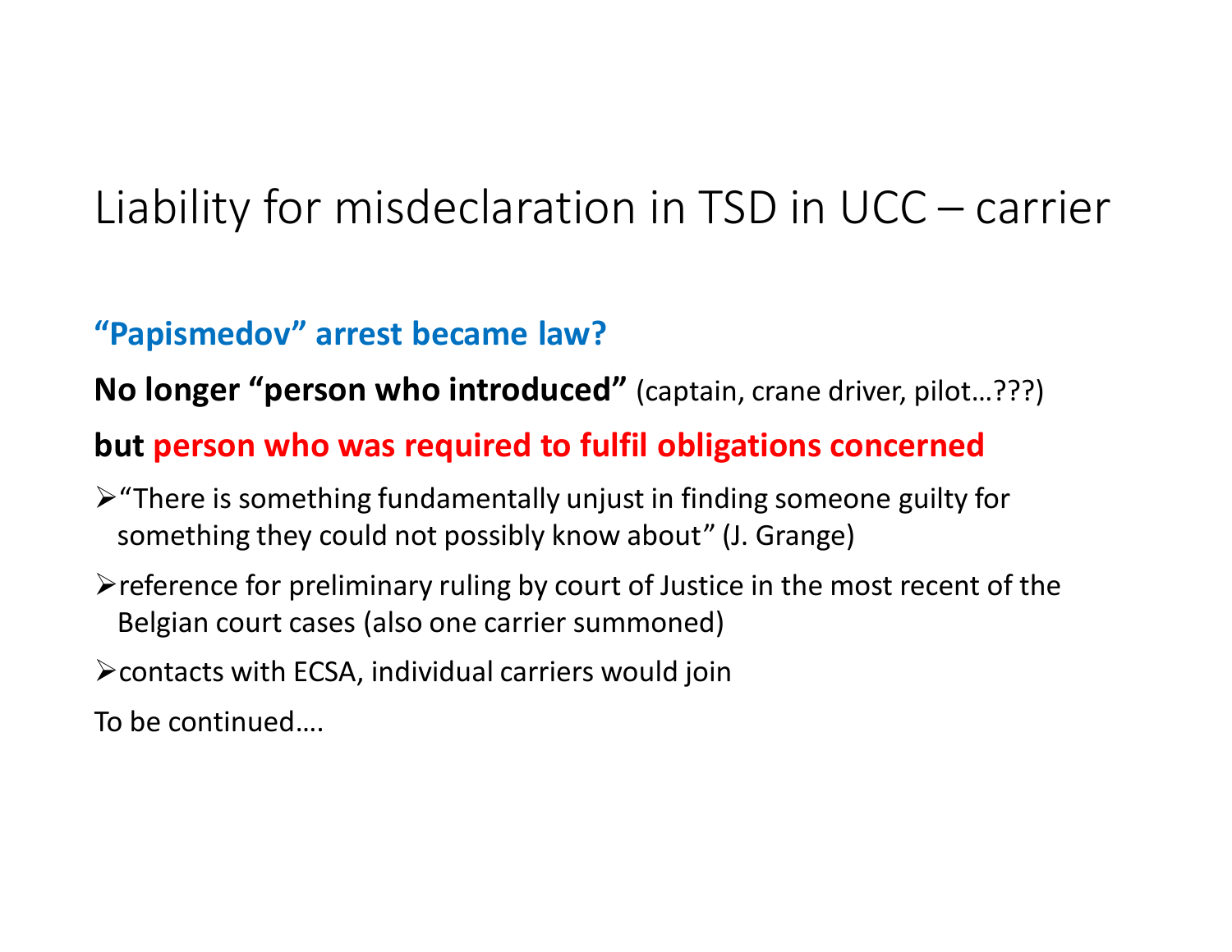# Liability for misdeclaration in TSD in UCC – carrier

**"Papismedov" arrest became law?**

**No longer "person who introduced"** (captain, crane driver, pilot…???)

**but person who was required to fulfil obligations concerned**

- "There is something fundamentally unjust in finding someone guilty for something they could not possibly know about" (J. Grange)
- reference for preliminary ruling by court of Justice in the most recent of the Belgian court cases (also one carrier summoned)
- contacts with ECSA, individual carriers would join

To be continued….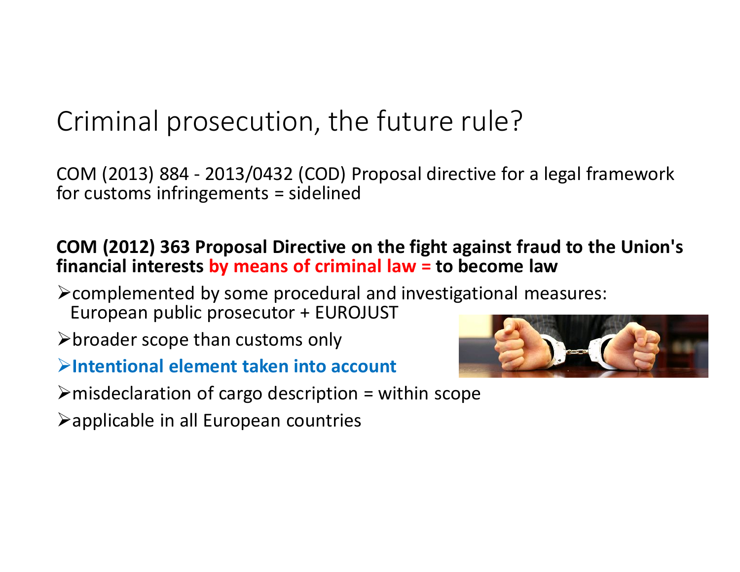# Criminal prosecution, the future rule?

COM (2013) 884 - 2013/0432 (COD) Proposal directive for a legal framework for customs infringements = sidelined

**COM (2012) 363 Proposal Directive on the fight against fraud to the Union's financial interests by means of criminal law = to become law**

- complemented by some procedural and investigational measures: European public prosecutor + EUROJUST
- broader scope than customs only
- **Intentional element taken into account**
- misdeclaration of cargo description = within scope
- applicable in all European countries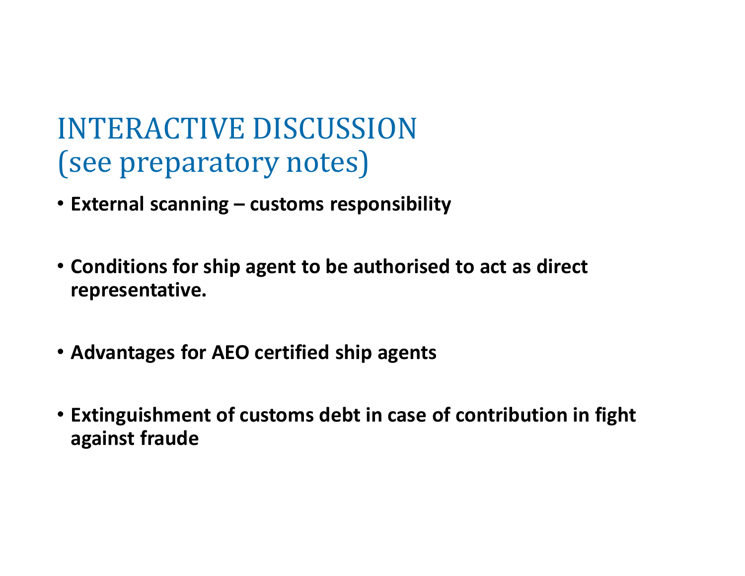# INTERACTIVE DISCUSSION
# (see preparatory notes)

- **External scanning – customs responsibility**

- **Conditions for ship agent to be authorised to act as direct representative.**

- **Advantages for AEO certified ship agents**

- **Extinguishment of customs debt in case of contribution in fight against fraude**